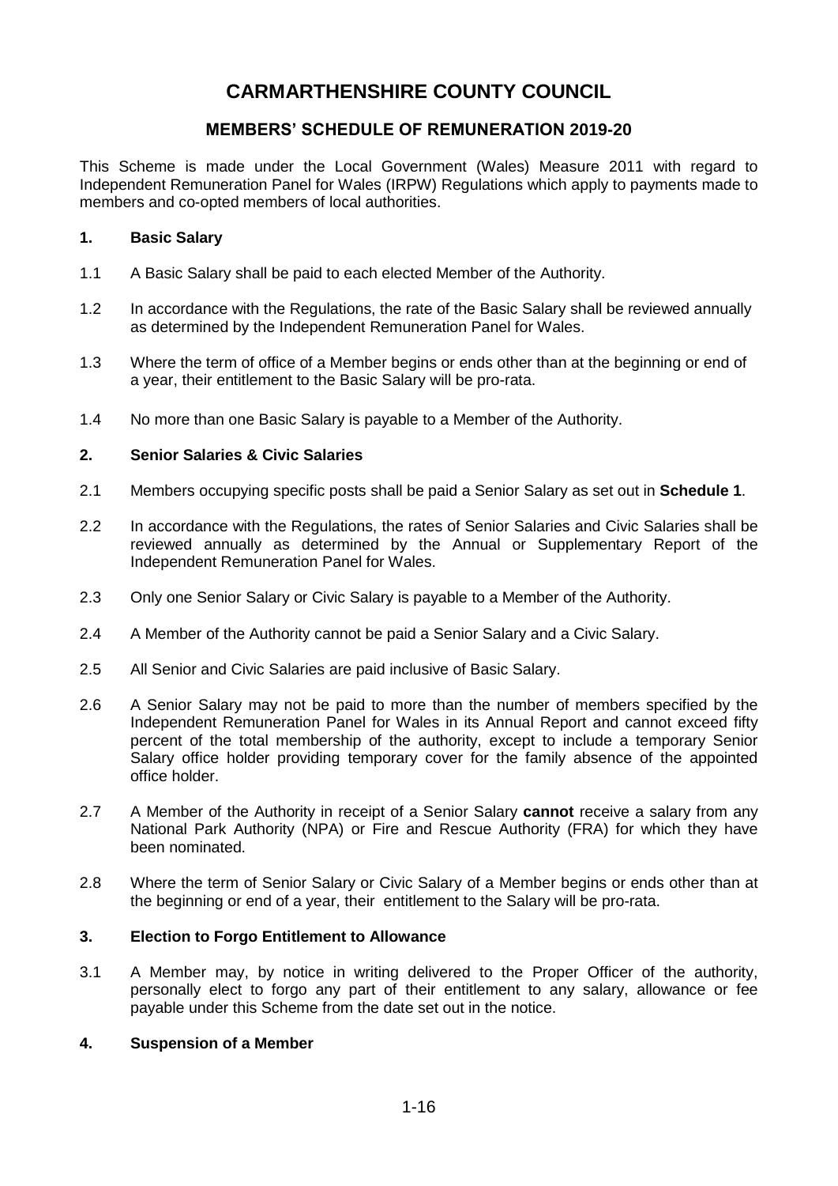# CARMARTHENSHIRE COUNTY COUNCIL

## MEMBERS' SCHEDULE OF REMUNERATION 2019-20

This Scheme is made under the Local Government (Wales) Measure 2011 with regard to Independent Remuneration Panel for Wales (IRPW) Regulations which apply to payments made to members and co-opted members of local authorities.

### 1. Basic Salary

1.1 A Basic Salary shall be paid to each elected Member of the Authority.

1.2 In accordance with the Regulations, the rate of the Basic Salary shall be reviewed annually as determined by the Independent Remuneration Panel for Wales.

1.3 Where the term of office of a Member begins or ends other than at the beginning or end of a year, their entitlement to the Basic Salary will be pro-rata.

1.4 No more than one Basic Salary is payable to a Member of the Authority.

### 2. Senior Salaries & Civic Salaries

2.1 Members occupying specific posts shall be paid a Senior Salary as set out in **Schedule 1**.

2.2 In accordance with the Regulations, the rates of Senior Salaries and Civic Salaries shall be reviewed annually as determined by the Annual or Supplementary Report of the Independent Remuneration Panel for Wales.

2.3 Only one Senior Salary or Civic Salary is payable to a Member of the Authority.

2.4 A Member of the Authority cannot be paid a Senior Salary and a Civic Salary.

2.5 All Senior and Civic Salaries are paid inclusive of Basic Salary.

2.6 A Senior Salary may not be paid to more than the number of members specified by the Independent Remuneration Panel for Wales in its Annual Report and cannot exceed fifty percent of the total membership of the authority, except to include a temporary Senior Salary office holder providing temporary cover for the family absence of the appointed office holder.

2.7 A Member of the Authority in receipt of a Senior Salary **cannot** receive a salary from any National Park Authority (NPA) or Fire and Rescue Authority (FRA) for which they have been nominated.

2.8 Where the term of Senior Salary or Civic Salary of a Member begins or ends other than at the beginning or end of a year, their entitlement to the Salary will be pro-rata.

### 3. Election to Forgo Entitlement to Allowance

3.1 A Member may, by notice in writing delivered to the Proper Officer of the authority, personally elect to forgo any part of their entitlement to any salary, allowance or fee payable under this Scheme from the date set out in the notice.

### 4. Suspension of a Member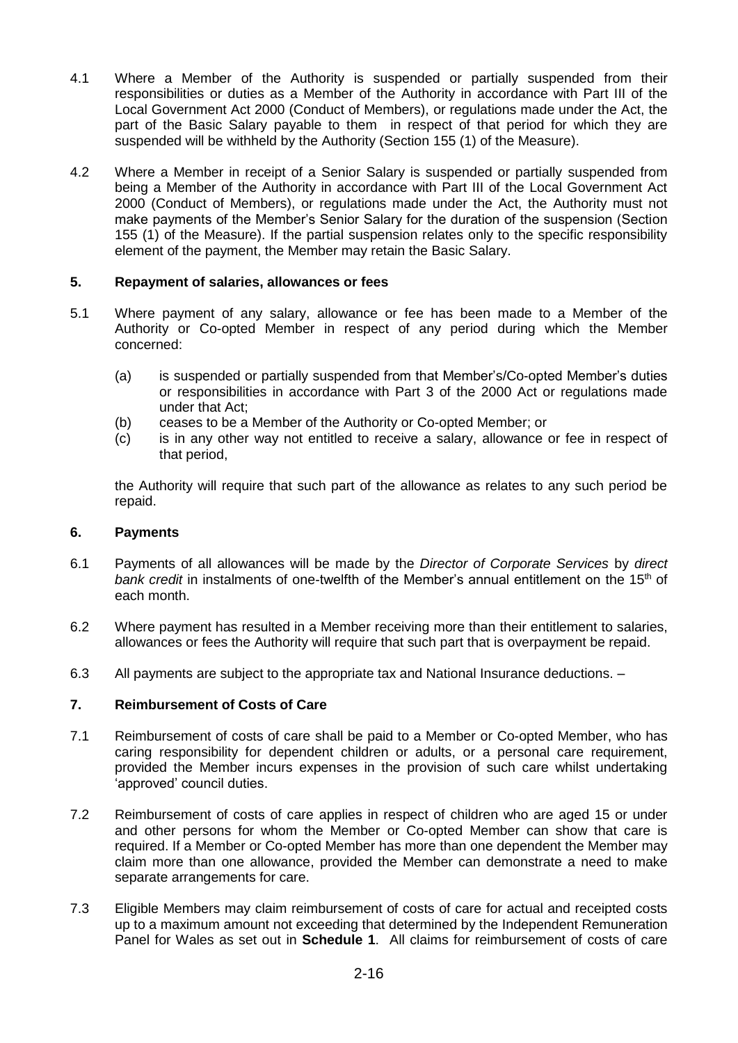4.1 Where a Member of the Authority is suspended or partially suspended from their responsibilities or duties as a Member of the Authority in accordance with Part III of the Local Government Act 2000 (Conduct of Members), or regulations made under the Act, the part of the Basic Salary payable to them in respect of that period for which they are suspended will be withheld by the Authority (Section 155 (1) of the Measure).

4.2 Where a Member in receipt of a Senior Salary is suspended or partially suspended from being a Member of the Authority in accordance with Part III of the Local Government Act 2000 (Conduct of Members), or regulations made under the Act, the Authority must not make payments of the Member's Senior Salary for the duration of the suspension (Section 155 (1) of the Measure). If the partial suspension relates only to the specific responsibility element of the payment, the Member may retain the Basic Salary.

### 5. Repayment of salaries, allowances or fees

5.1 Where payment of any salary, allowance or fee has been made to a Member of the Authority or Co-opted Member in respect of any period during which the Member concerned:

- (a) is suspended or partially suspended from that Member's/Co-opted Member's duties or responsibilities in accordance with Part 3 of the 2000 Act or regulations made under that Act;
- (b) ceases to be a Member of the Authority or Co-opted Member; or
- (c) is in any other way not entitled to receive a salary, allowance or fee in respect of that period,

the Authority will require that such part of the allowance as relates to any such period be repaid.

### 6. Payments

6.1 Payments of all allowances will be made by the *Director of Corporate Services* by *direct bank credit* in instalments of one-twelfth of the Member's annual entitlement on the 15th of each month.

6.2 Where payment has resulted in a Member receiving more than their entitlement to salaries, allowances or fees the Authority will require that such part that is overpayment be repaid.

6.3 All payments are subject to the appropriate tax and National Insurance deductions. –

### 7. Reimbursement of Costs of Care

7.1 Reimbursement of costs of care shall be paid to a Member or Co-opted Member, who has caring responsibility for dependent children or adults, or a personal care requirement, provided the Member incurs expenses in the provision of such care whilst undertaking 'approved' council duties.

7.2 Reimbursement of costs of care applies in respect of children who are aged 15 or under and other persons for whom the Member or Co-opted Member can show that care is required. If a Member or Co-opted Member has more than one dependent the Member may claim more than one allowance, provided the Member can demonstrate a need to make separate arrangements for care.

7.3 Eligible Members may claim reimbursement of costs of care for actual and receipted costs up to a maximum amount not exceeding that determined by the Independent Remuneration Panel for Wales as set out in **Schedule 1**. All claims for reimbursement of costs of care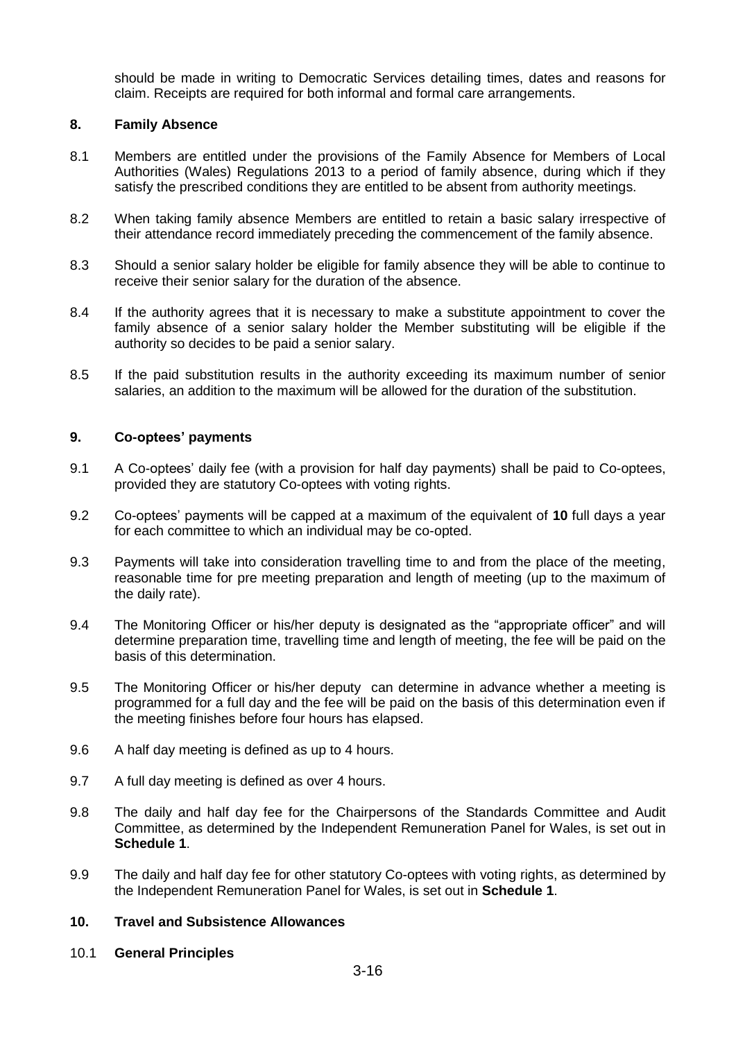should be made in writing to Democratic Services detailing times, dates and reasons for claim. Receipts are required for both informal and formal care arrangements.

## 8. Family Absence

8.1 Members are entitled under the provisions of the Family Absence for Members of Local Authorities (Wales) Regulations 2013 to a period of family absence, during which if they satisfy the prescribed conditions they are entitled to be absent from authority meetings.

8.2 When taking family absence Members are entitled to retain a basic salary irrespective of their attendance record immediately preceding the commencement of the family absence.

8.3 Should a senior salary holder be eligible for family absence they will be able to continue to receive their senior salary for the duration of the absence.

8.4 If the authority agrees that it is necessary to make a substitute appointment to cover the family absence of a senior salary holder the Member substituting will be eligible if the authority so decides to be paid a senior salary.

8.5 If the paid substitution results in the authority exceeding its maximum number of senior salaries, an addition to the maximum will be allowed for the duration of the substitution.

## 9. Co-optees' payments

9.1 A Co-optees' daily fee (with a provision for half day payments) shall be paid to Co-optees, provided they are statutory Co-optees with voting rights.

9.2 Co-optees' payments will be capped at a maximum of the equivalent of **10** full days a year for each committee to which an individual may be co-opted.

9.3 Payments will take into consideration travelling time to and from the place of the meeting, reasonable time for pre meeting preparation and length of meeting (up to the maximum of the daily rate).

9.4 The Monitoring Officer or his/her deputy is designated as the "appropriate officer" and will determine preparation time, travelling time and length of meeting, the fee will be paid on the basis of this determination.

9.5 The Monitoring Officer or his/her deputy can determine in advance whether a meeting is programmed for a full day and the fee will be paid on the basis of this determination even if the meeting finishes before four hours has elapsed.

9.6 A half day meeting is defined as up to 4 hours.

9.7 A full day meeting is defined as over 4 hours.

9.8 The daily and half day fee for the Chairpersons of the Standards Committee and Audit Committee, as determined by the Independent Remuneration Panel for Wales, is set out in **Schedule 1**.

9.9 The daily and half day fee for other statutory Co-optees with voting rights, as determined by the Independent Remuneration Panel for Wales, is set out in **Schedule 1**.

## 10. Travel and Subsistence Allowances

10.1 **General Principles**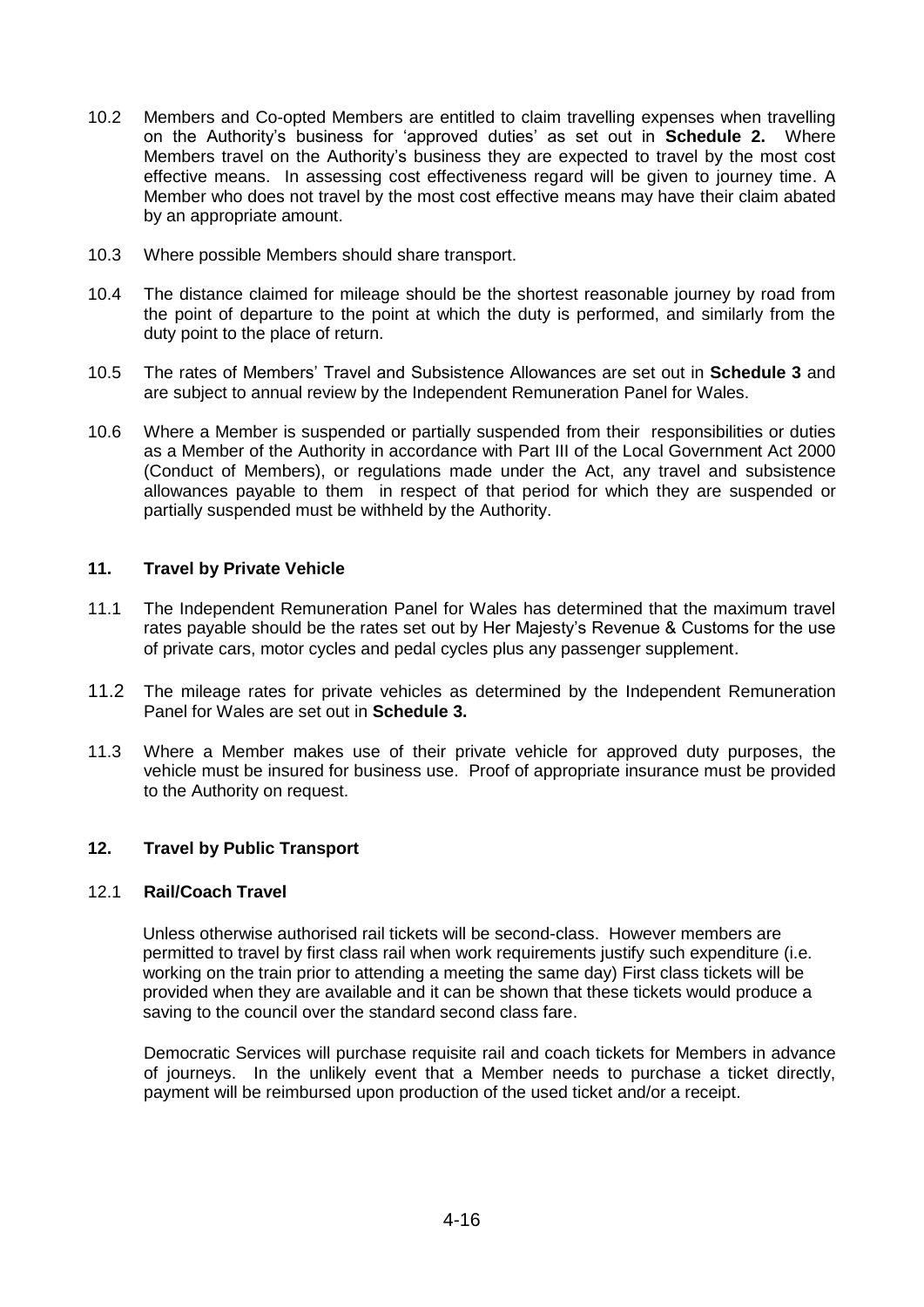10.2 Members and Co-opted Members are entitled to claim travelling expenses when travelling on the Authority's business for 'approved duties' as set out in **Schedule 2.** Where Members travel on the Authority's business they are expected to travel by the most cost effective means. In assessing cost effectiveness regard will be given to journey time. A Member who does not travel by the most cost effective means may have their claim abated by an appropriate amount.

10.3 Where possible Members should share transport.

10.4 The distance claimed for mileage should be the shortest reasonable journey by road from the point of departure to the point at which the duty is performed, and similarly from the duty point to the place of return.

10.5 The rates of Members' Travel and Subsistence Allowances are set out in **Schedule 3** and are subject to annual review by the Independent Remuneration Panel for Wales.

10.6 Where a Member is suspended or partially suspended from their responsibilities or duties as a Member of the Authority in accordance with Part III of the Local Government Act 2000 (Conduct of Members), or regulations made under the Act, any travel and subsistence allowances payable to them in respect of that period for which they are suspended or partially suspended must be withheld by the Authority.

## 11. Travel by Private Vehicle

11.1 The Independent Remuneration Panel for Wales has determined that the maximum travel rates payable should be the rates set out by Her Majesty's Revenue & Customs for the use of private cars, motor cycles and pedal cycles plus any passenger supplement.

11.2 The mileage rates for private vehicles as determined by the Independent Remuneration Panel for Wales are set out in **Schedule 3.**

11.3 Where a Member makes use of their private vehicle for approved duty purposes, the vehicle must be insured for business use. Proof of appropriate insurance must be provided to the Authority on request.

## 12. Travel by Public Transport

### 12.1 Rail/Coach Travel

Unless otherwise authorised rail tickets will be second-class. However members are permitted to travel by first class rail when work requirements justify such expenditure (i.e. working on the train prior to attending a meeting the same day) First class tickets will be provided when they are available and it can be shown that these tickets would produce a saving to the council over the standard second class fare.

Democratic Services will purchase requisite rail and coach tickets for Members in advance of journeys. In the unlikely event that a Member needs to purchase a ticket directly, payment will be reimbursed upon production of the used ticket and/or a receipt.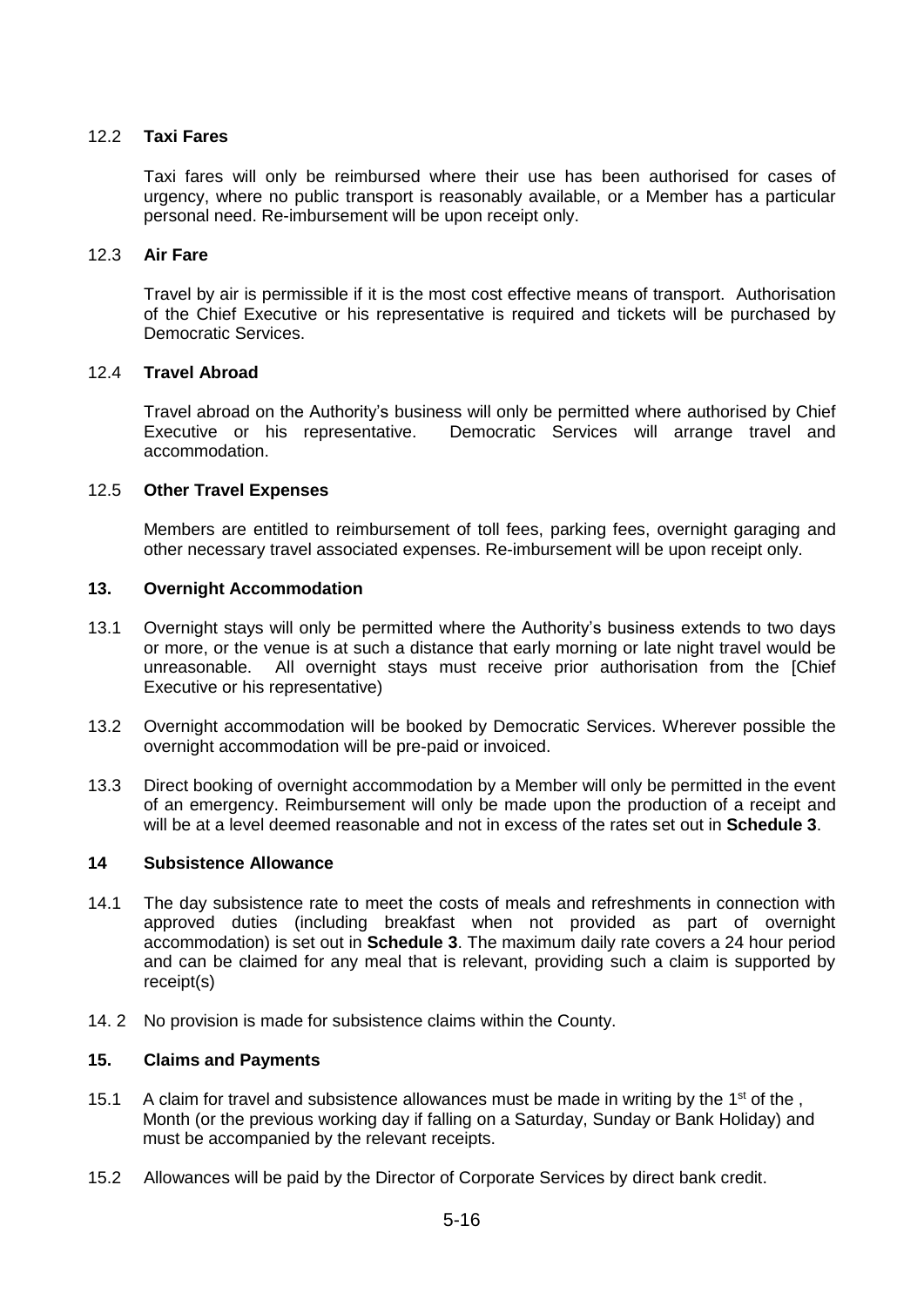### 12.2 **Taxi Fares**

Taxi fares will only be reimbursed where their use has been authorised for cases of urgency, where no public transport is reasonably available, or a Member has a particular personal need. Re-imbursement will be upon receipt only.

### 12.3 **Air Fare**

Travel by air is permissible if it is the most cost effective means of transport. Authorisation of the Chief Executive or his representative is required and tickets will be purchased by Democratic Services.

### 12.4 **Travel Abroad**

Travel abroad on the Authority's business will only be permitted where authorised by Chief Executive or his representative. Democratic Services will arrange travel and accommodation.

### 12.5 **Other Travel Expenses**

Members are entitled to reimbursement of toll fees, parking fees, overnight garaging and other necessary travel associated expenses. Re-imbursement will be upon receipt only.

## 13. Overnight Accommodation

13.1 Overnight stays will only be permitted where the Authority's business extends to two days or more, or the venue is at such a distance that early morning or late night travel would be unreasonable. All overnight stays must receive prior authorisation from the [Chief Executive or his representative)

13.2 Overnight accommodation will be booked by Democratic Services. Wherever possible the overnight accommodation will be pre-paid or invoiced.

13.3 Direct booking of overnight accommodation by a Member will only be permitted in the event of an emergency. Reimbursement will only be made upon the production of a receipt and will be at a level deemed reasonable and not in excess of the rates set out in **Schedule 3**.

## 14 Subsistence Allowance

14.1 The day subsistence rate to meet the costs of meals and refreshments in connection with approved duties (including breakfast when not provided as part of overnight accommodation) is set out in **Schedule 3**. The maximum daily rate covers a 24 hour period and can be claimed for any meal that is relevant, providing such a claim is supported by receipt(s)

14. 2 No provision is made for subsistence claims within the County.

## 15. Claims and Payments

15.1 A claim for travel and subsistence allowances must be made in writing by the 1st of the , Month (or the previous working day if falling on a Saturday, Sunday or Bank Holiday) and must be accompanied by the relevant receipts.

15.2 Allowances will be paid by the Director of Corporate Services by direct bank credit.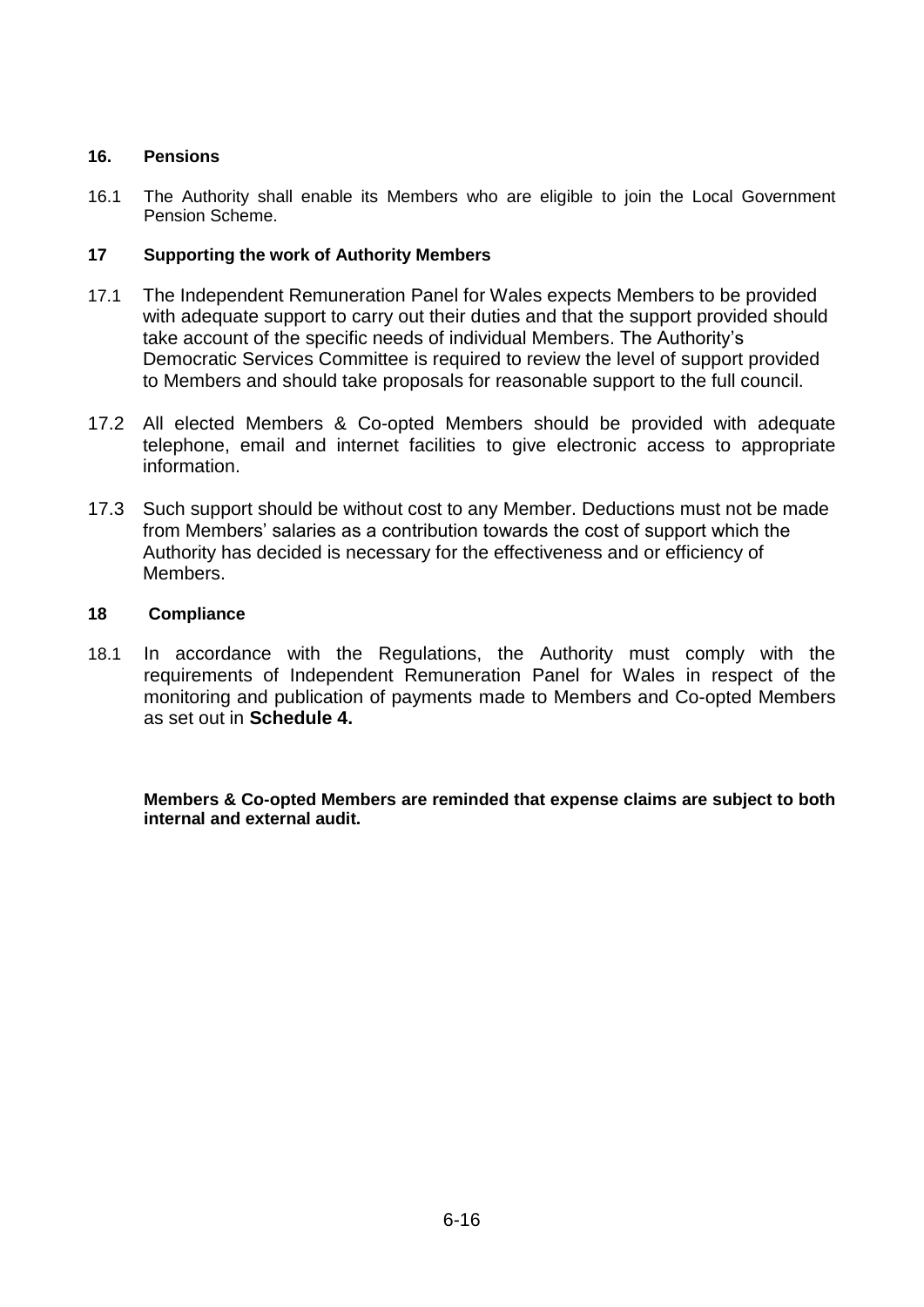## 16. Pensions

16.1 The Authority shall enable its Members who are eligible to join the Local Government Pension Scheme.

## 17 Supporting the work of Authority Members

17.1 The Independent Remuneration Panel for Wales expects Members to be provided with adequate support to carry out their duties and that the support provided should take account of the specific needs of individual Members. The Authority's Democratic Services Committee is required to review the level of support provided to Members and should take proposals for reasonable support to the full council.

17.2 All elected Members & Co-opted Members should be provided with adequate telephone, email and internet facilities to give electronic access to appropriate information.

17.3 Such support should be without cost to any Member. Deductions must not be made from Members' salaries as a contribution towards the cost of support which the Authority has decided is necessary for the effectiveness and or efficiency of Members.

## 18 Compliance

18.1 In accordance with the Regulations, the Authority must comply with the requirements of Independent Remuneration Panel for Wales in respect of the monitoring and publication of payments made to Members and Co-opted Members as set out in **Schedule 4.**

**Members & Co-opted Members are reminded that expense claims are subject to both internal and external audit.**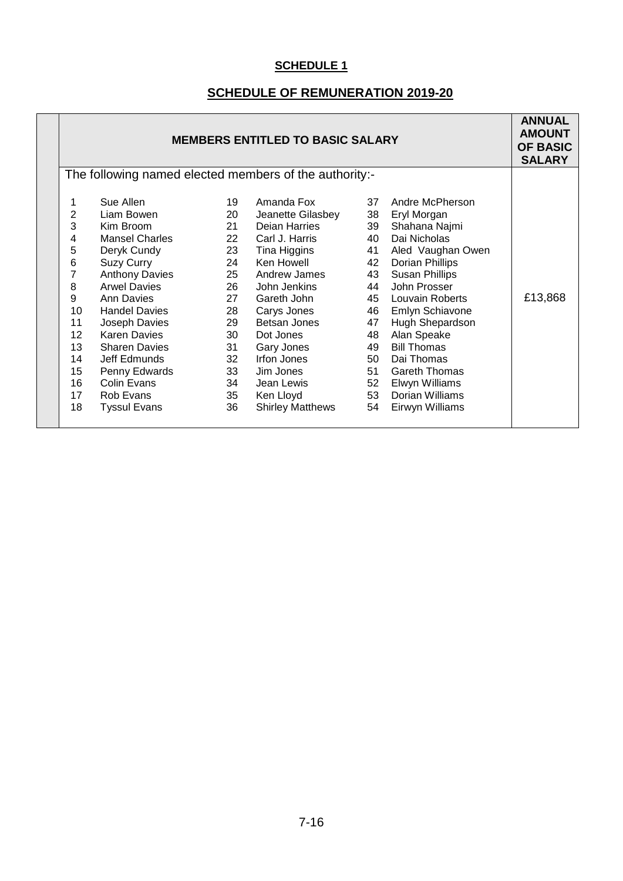**SCHEDULE 1**

**SCHEDULE OF REMUNERATION 2019-20**

| MEMBERS ENTITLED TO BASIC SALARY | | | | | | ANNUAL AMOUNT OF BASIC SALARY |
|---|---|---|---|---|---|---|
| The following named elected members of the authority:- | | | | | | |
| 1 | Sue Allen | 19 | Amanda Fox | 37 | Andre McPherson | |
| 2 | Liam Bowen | 20 | Jeanette Gilasbey | 38 | Eryl Morgan | |
| 3 | Kim Broom | 21 | Deian Harries | 39 | Shahana Najmi | |
| 4 | Mansel Charles | 22 | Carl J. Harris | 40 | Dai Nicholas | |
| 5 | Deryk Cundy | 23 | Tina Higgins | 41 | Aled Vaughan Owen | |
| 6 | Suzy Curry | 24 | Ken Howell | 42 | Dorian Phillips | |
| 7 | Anthony Davies | 25 | Andrew James | 43 | Susan Phillips | |
| 8 | Arwel Davies | 26 | John Jenkins | 44 | John Prosser | |
| 9 | Ann Davies | 27 | Gareth John | 45 | Louvain Roberts | £13,868 |
| 10 | Handel Davies | 28 | Carys Jones | 46 | Emlyn Schiavone | |
| 11 | Joseph Davies | 29 | Betsan Jones | 47 | Hugh Shepardson | |
| 12 | Karen Davies | 30 | Dot Jones | 48 | Alan Speake | |
| 13 | Sharen Davies | 31 | Gary Jones | 49 | Bill Thomas | |
| 14 | Jeff Edmunds | 32 | Irfon Jones | 50 | Dai Thomas | |
| 15 | Penny Edwards | 33 | Jim Jones | 51 | Gareth Thomas | |
| 16 | Colin Evans | 34 | Jean Lewis | 52 | Elwyn Williams | |
| 17 | Rob Evans | 35 | Ken Lloyd | 53 | Dorian Williams | |
| 18 | Tyssul Evans | 36 | Shirley Matthews | 54 | Eirwyn Williams | |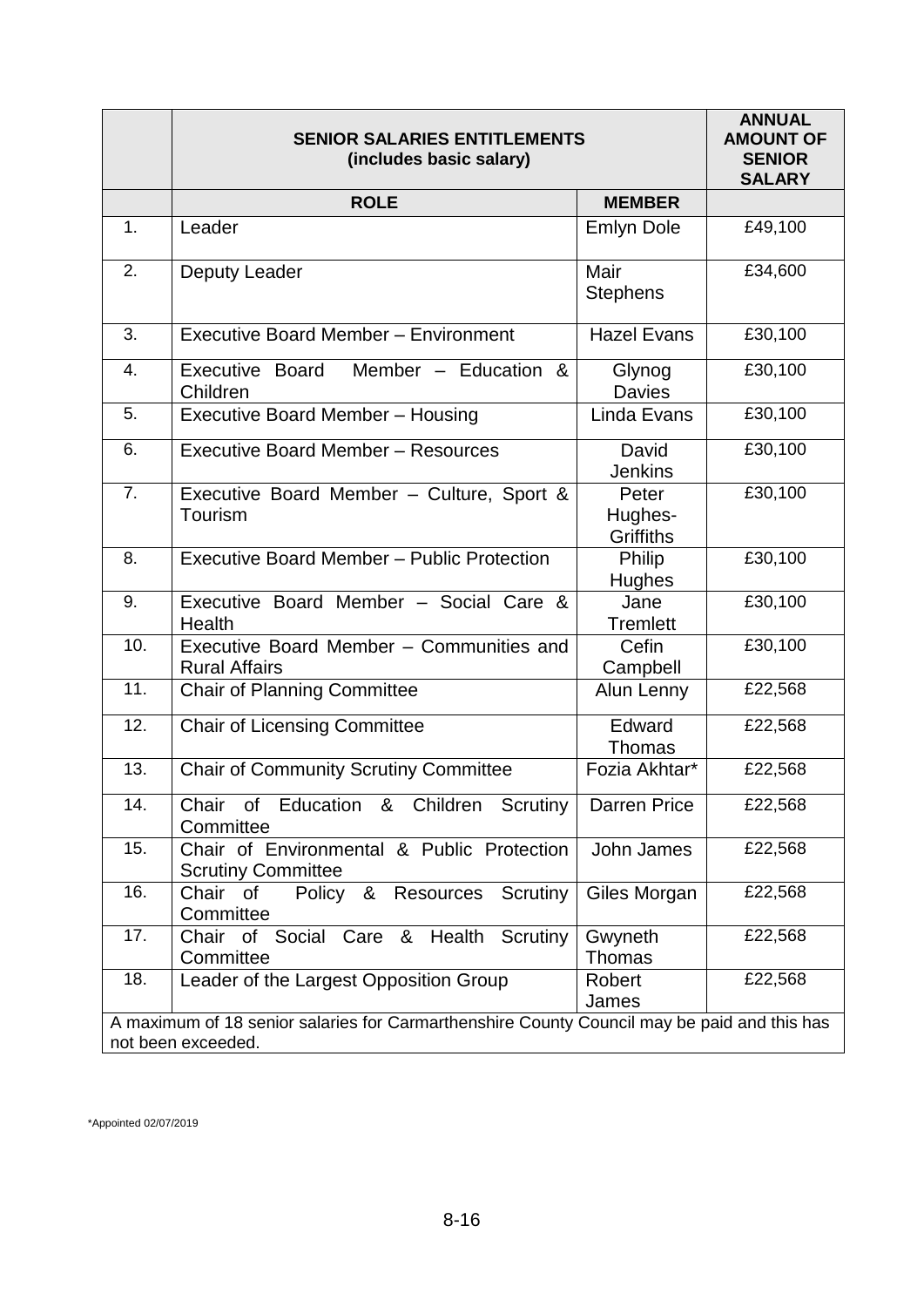| | SENIOR SALARIES ENTITLEMENTS (includes basic salary) | | ANNUAL AMOUNT OF SENIOR SALARY |
|---|---|---|---|
| | **ROLE** | **MEMBER** | |
| 1. | Leader | Emlyn Dole | £49,100 |
| 2. | Deputy Leader | Mair Stephens | £34,600 |
| 3. | Executive Board Member – Environment | Hazel Evans | £30,100 |
| 4. | Executive Board Member – Education & Children | Glynog Davies | £30,100 |
| 5. | Executive Board Member – Housing | Linda Evans | £30,100 |
| 6. | Executive Board Member – Resources | David Jenkins | £30,100 |
| 7. | Executive Board Member – Culture, Sport & Tourism | Peter Hughes-Griffiths | £30,100 |
| 8. | Executive Board Member – Public Protection | Philip Hughes | £30,100 |
| 9. | Executive Board Member – Social Care & Health | Jane Tremlett | £30,100 |
| 10. | Executive Board Member – Communities and Rural Affairs | Cefin Campbell | £30,100 |
| 11. | Chair of Planning Committee | Alun Lenny | £22,568 |
| 12. | Chair of Licensing Committee | Edward Thomas | £22,568 |
| 13. | Chair of Community Scrutiny Committee | Fozia Akhtar* | £22,568 |
| 14. | Chair of Education & Children Scrutiny Committee | Darren Price | £22,568 |
| 15. | Chair of Environmental & Public Protection Scrutiny Committee | John James | £22,568 |
| 16. | Chair of Policy & Resources Scrutiny Committee | Giles Morgan | £22,568 |
| 17. | Chair of Social Care & Health Scrutiny Committee | Gwyneth Thomas | £22,568 |
| 18. | Leader of the Largest Opposition Group | Robert James | £22,568 |
| A maximum of 18 senior salaries for Carmarthenshire County Council may be paid and this has not been exceeded. | | | |

*Appointed 02/07/2019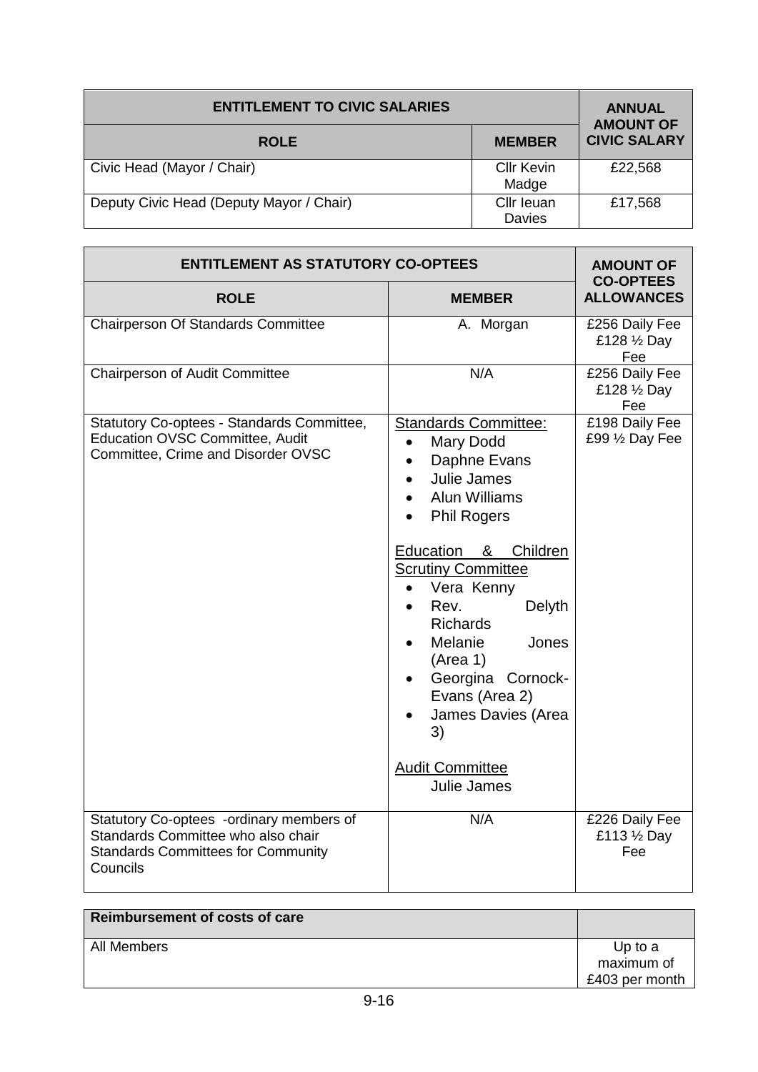| ENTITLEMENT TO CIVIC SALARIES | | ANNUAL AMOUNT OF CIVIC SALARY |
|---|---|---|
| **ROLE** | **MEMBER** | |
| Civic Head (Mayor / Chair) | Cllr Kevin Madge | £22,568 |
| Deputy Civic Head (Deputy Mayor / Chair) | Cllr Ieuan Davies | £17,568 |

| ENTITLEMENT AS STATUTORY CO-OPTEES | | AMOUNT OF CO-OPTEES ALLOWANCES |
|---|---|---|
| **ROLE** | **MEMBER** | |
| Chairperson Of Standards Committee | A. Morgan | £256 Daily Fee £128 ½ Day Fee |
| Chairperson of Audit Committee | N/A | £256 Daily Fee £128 ½ Day Fee |
| Statutory Co-optees - Standards Committee, Education OVSC Committee, Audit Committee, Crime and Disorder OVSC | <u>Standards Committee:</u><br>• Mary Dodd<br>• Daphne Evans<br>• Julie James<br>• Alun Williams<br>• Phil Rogers<br><br><u>Education & Children Scrutiny Committee</u><br>• Vera Kenny<br>• Rev. Delyth Richards<br>• Melanie Jones (Area 1)<br>• Georgina Cornock-Evans (Area 2)<br>• James Davies (Area 3)<br><br><u>Audit Committee</u><br>Julie James | £198 Daily Fee £99 ½ Day Fee |
| Statutory Co-optees -ordinary members of Standards Committee who also chair Standards Committees for Community Councils | N/A | £226 Daily Fee £113 ½ Day Fee |

| Reimbursement of costs of care | |
|---|---|
| All Members | Up to a maximum of £403 per month |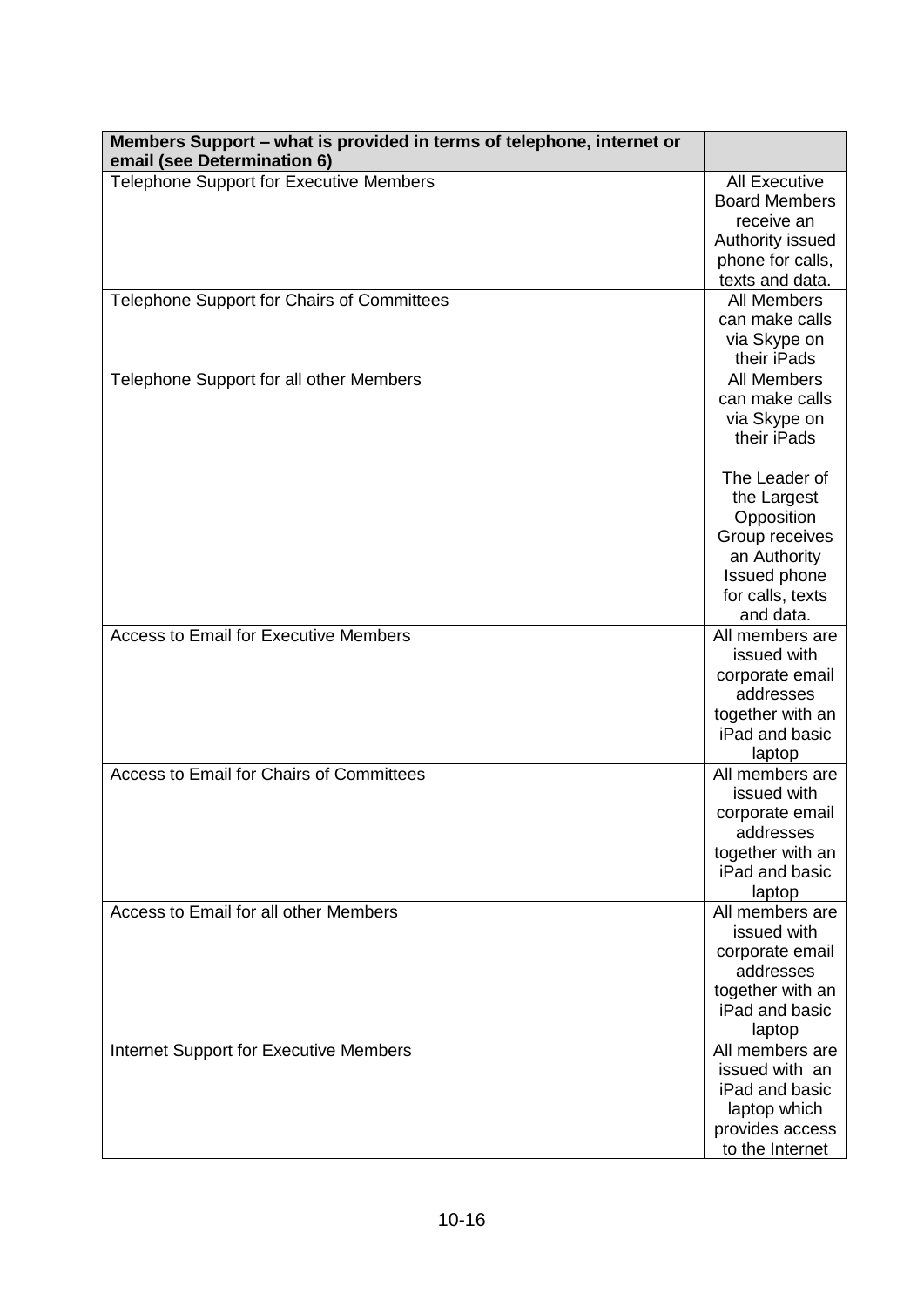| Members Support – what is provided in terms of telephone, internet or email (see Determination 6) | |
|---|---|
| Telephone Support for Executive Members | All Executive Board Members receive an Authority issued phone for calls, texts and data. |
| Telephone Support for Chairs of Committees | All Members can make calls via Skype on their iPads |
| Telephone Support for all other Members | All Members can make calls via Skype on their iPads<br><br>The Leader of the Largest Opposition Group receives an Authority Issued phone for calls, texts and data. |
| Access to Email for Executive Members | All members are issued with corporate email addresses together with an iPad and basic laptop |
| Access to Email for Chairs of Committees | All members are issued with corporate email addresses together with an iPad and basic laptop |
| Access to Email for all other Members | All members are issued with corporate email addresses together with an iPad and basic laptop |
| Internet Support for Executive Members | All members are issued with an iPad and basic laptop which provides access to the Internet |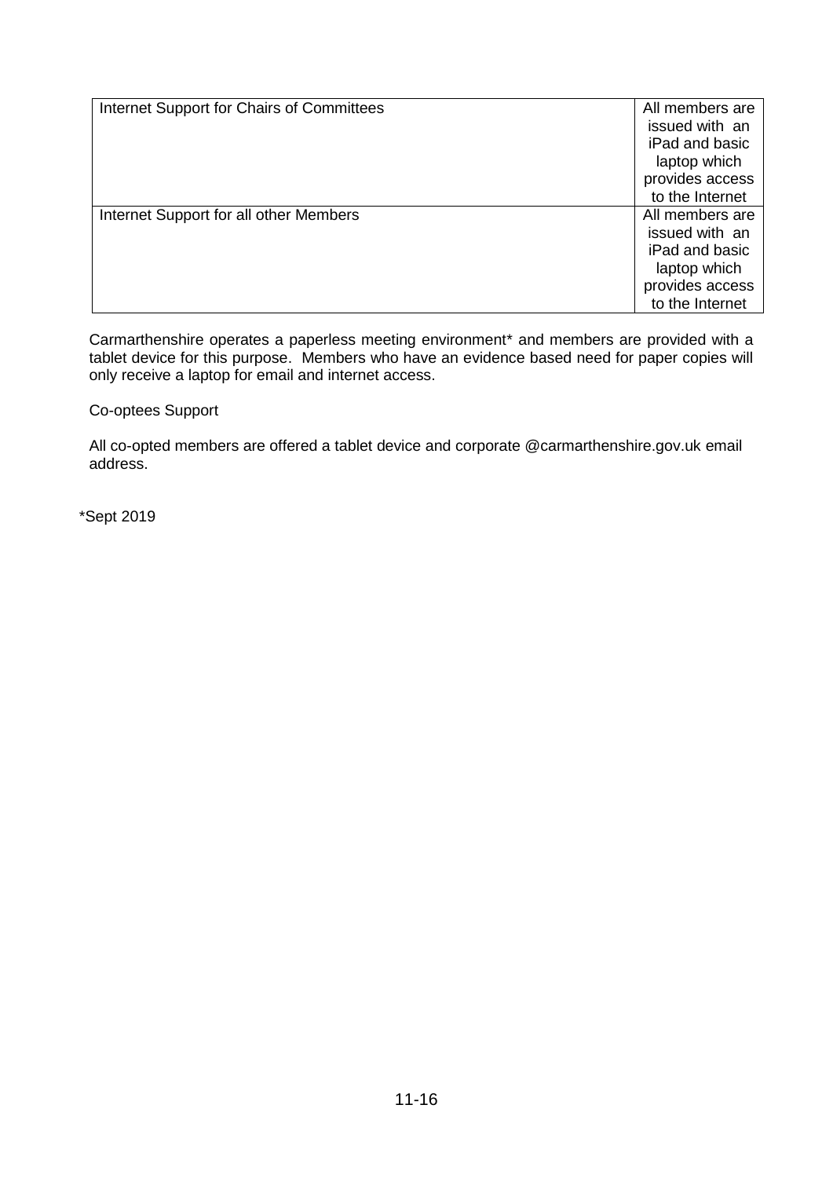| | |
|---|---|
| Internet Support for Chairs of Committees | All members are issued with an iPad and basic laptop which provides access to the Internet |
| Internet Support for all other Members | All members are issued with an iPad and basic laptop which provides access to the Internet |

Carmarthenshire operates a paperless meeting environment* and members are provided with a tablet device for this purpose. Members who have an evidence based need for paper copies will only receive a laptop for email and internet access.

Co-optees Support

All co-opted members are offered a tablet device and corporate @carmarthenshire.gov.uk email address.

*Sept 2019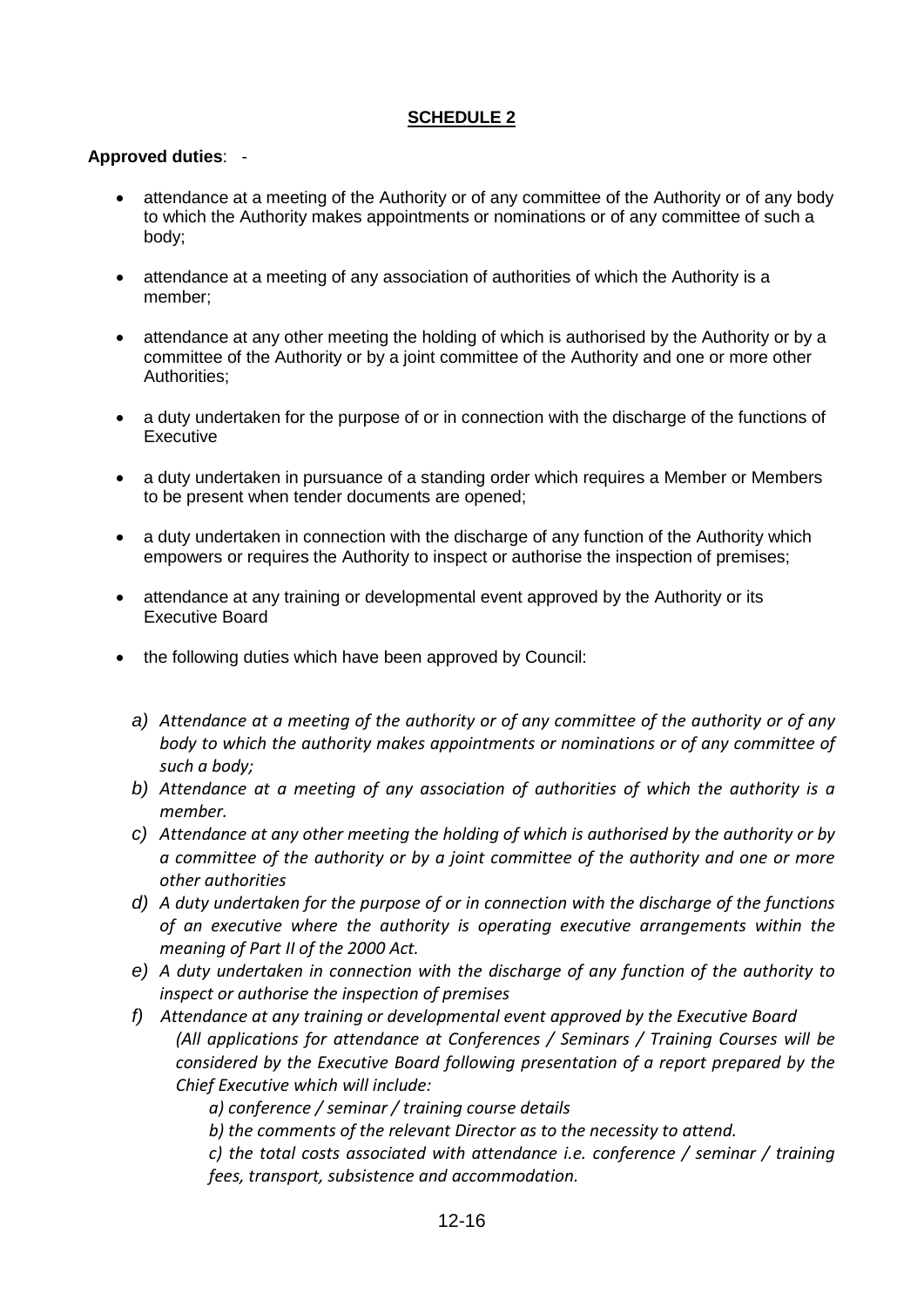**SCHEDULE 2**

**Approved duties**: -

- attendance at a meeting of the Authority or of any committee of the Authority or of any body to which the Authority makes appointments or nominations or of any committee of such a body;
- attendance at a meeting of any association of authorities of which the Authority is a member;
- attendance at any other meeting the holding of which is authorised by the Authority or by a committee of the Authority or by a joint committee of the Authority and one or more other Authorities;
- a duty undertaken for the purpose of or in connection with the discharge of the functions of Executive
- a duty undertaken in pursuance of a standing order which requires a Member or Members to be present when tender documents are opened;
- a duty undertaken in connection with the discharge of any function of the Authority which empowers or requires the Authority to inspect or authorise the inspection of premises;
- attendance at any training or developmental event approved by the Authority or its Executive Board
- the following duties which have been approved by Council:

  a) *Attendance at a meeting of the authority or of any committee of the authority or of any body to which the authority makes appointments or nominations or of any committee of such a body;*
  b) *Attendance at a meeting of any association of authorities of which the authority is a member.*
  c) *Attendance at any other meeting the holding of which is authorised by the authority or by a committee of the authority or by a joint committee of the authority and one or more other authorities*
  d) *A duty undertaken for the purpose of or in connection with the discharge of the functions of an executive where the authority is operating executive arrangements within the meaning of Part II of the 2000 Act.*
  e) *A duty undertaken in connection with the discharge of any function of the authority to inspect or authorise the inspection of premises*
  f) *Attendance at any training or developmental event approved by the Executive Board*
     *(All applications for attendance at Conferences / Seminars / Training Courses will be considered by the Executive Board following presentation of a report prepared by the Chief Executive which will include:*
     *a) conference / seminar / training course details*
     *b) the comments of the relevant Director as to the necessity to attend.*
     *c) the total costs associated with attendance i.e. conference / seminar / training fees, transport, subsistence and accommodation.*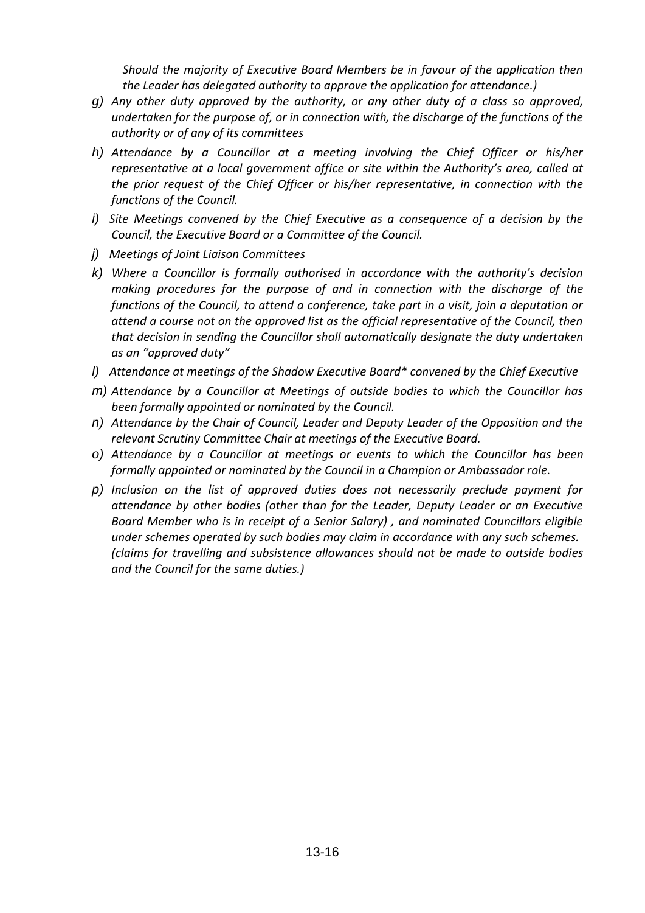*Should the majority of Executive Board Members be in favour of the application then the Leader has delegated authority to approve the application for attendance.)*

- *g) Any other duty approved by the authority, or any other duty of a class so approved, undertaken for the purpose of, or in connection with, the discharge of the functions of the authority or of any of its committees*
- *h) Attendance by a Councillor at a meeting involving the Chief Officer or his/her representative at a local government office or site within the Authority's area, called at the prior request of the Chief Officer or his/her representative, in connection with the functions of the Council.*
- *i) Site Meetings convened by the Chief Executive as a consequence of a decision by the Council, the Executive Board or a Committee of the Council.*
- *j) Meetings of Joint Liaison Committees*
- *k) Where a Councillor is formally authorised in accordance with the authority's decision making procedures for the purpose of and in connection with the discharge of the functions of the Council, to attend a conference, take part in a visit, join a deputation or attend a course not on the approved list as the official representative of the Council, then that decision in sending the Councillor shall automatically designate the duty undertaken as an "approved duty"*
- *l) Attendance at meetings of the Shadow Executive Board* convened by the Chief Executive*
- *m) Attendance by a Councillor at Meetings of outside bodies to which the Councillor has been formally appointed or nominated by the Council.*
- *n) Attendance by the Chair of Council, Leader and Deputy Leader of the Opposition and the relevant Scrutiny Committee Chair at meetings of the Executive Board.*
- *o) Attendance by a Councillor at meetings or events to which the Councillor has been formally appointed or nominated by the Council in a Champion or Ambassador role.*
- *p) Inclusion on the list of approved duties does not necessarily preclude payment for attendance by other bodies (other than for the Leader, Deputy Leader or an Executive Board Member who is in receipt of a Senior Salary) , and nominated Councillors eligible under schemes operated by such bodies may claim in accordance with any such schemes. (claims for travelling and subsistence allowances should not be made to outside bodies and the Council for the same duties.)*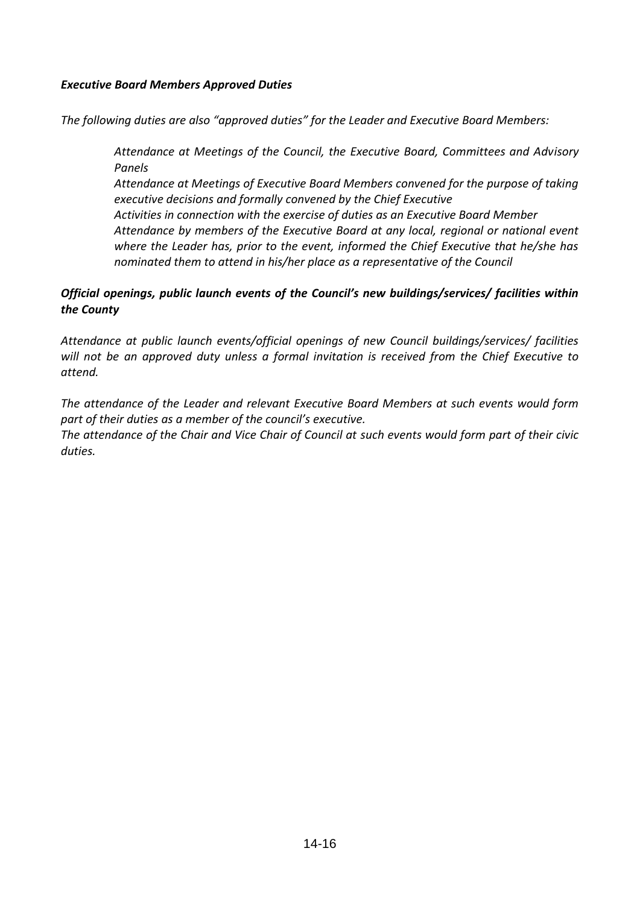***Executive Board Members Approved Duties***

*The following duties are also "approved duties" for the Leader and Executive Board Members:*

> *Attendance at Meetings of the Council, the Executive Board, Committees and Advisory Panels*
> *Attendance at Meetings of Executive Board Members convened for the purpose of taking executive decisions and formally convened by the Chief Executive*
> *Activities in connection with the exercise of duties as an Executive Board Member*
> *Attendance by members of the Executive Board at any local, regional or national event where the Leader has, prior to the event, informed the Chief Executive that he/she has nominated them to attend in his/her place as a representative of the Council*

***Official openings, public launch events of the Council's new buildings/services/ facilities within the County***

*Attendance at public launch events/official openings of new Council buildings/services/ facilities will not be an approved duty unless a formal invitation is received from the Chief Executive to attend.*

*The attendance of the Leader and relevant Executive Board Members at such events would form part of their duties as a member of the council's executive.*
*The attendance of the Chair and Vice Chair of Council at such events would form part of their civic duties.*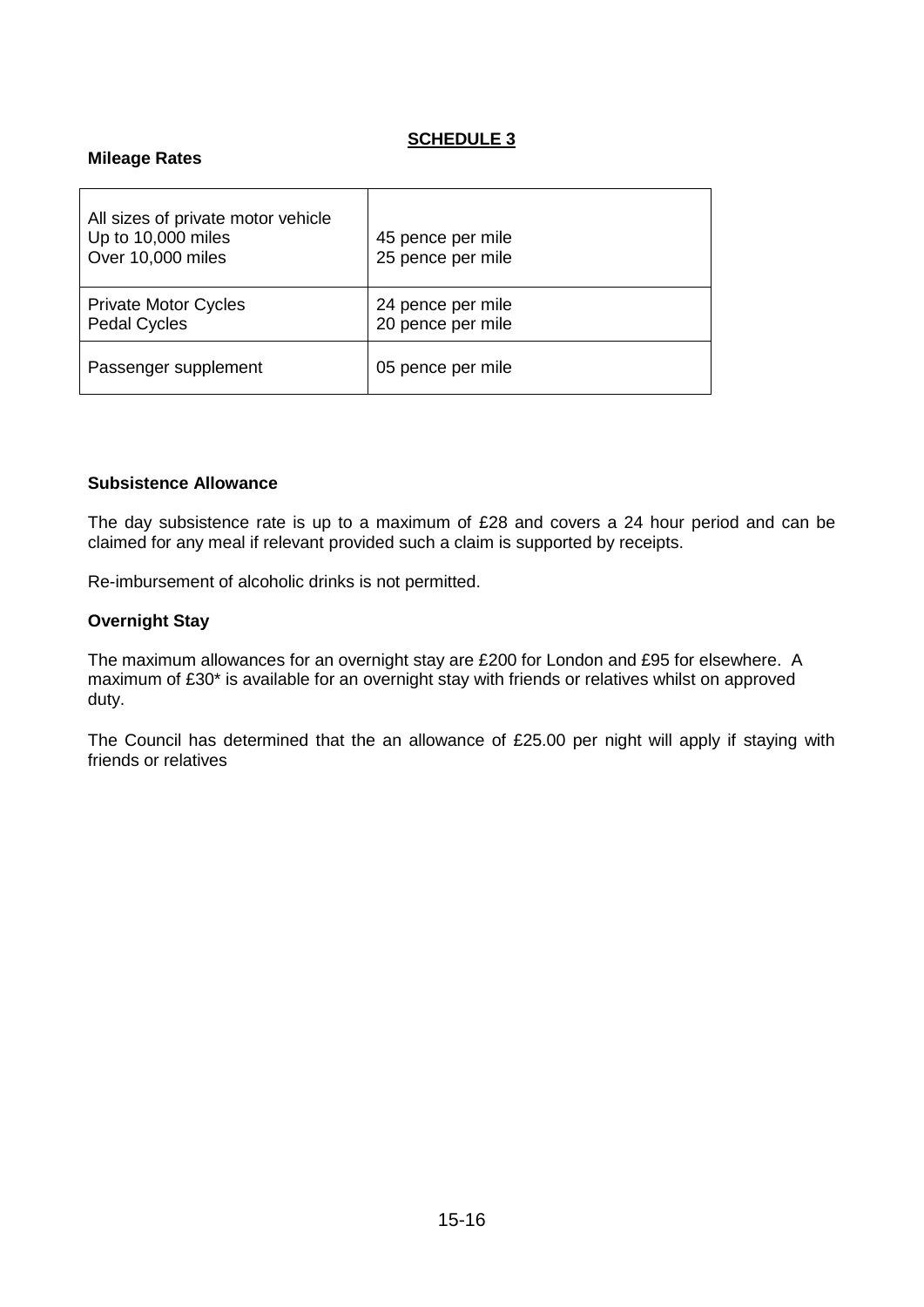## SCHEDULE 3

**Mileage Rates**

| | |
|---|---|
| All sizes of private motor vehicle<br>Up to 10,000 miles<br>Over 10,000 miles | <br>45 pence per mile<br>25 pence per mile |
| Private Motor Cycles<br>Pedal Cycles | 24 pence per mile<br>20 pence per mile |
| Passenger supplement | 05 pence per mile |

**Subsistence Allowance**

The day subsistence rate is up to a maximum of £28 and covers a 24 hour period and can be claimed for any meal if relevant provided such a claim is supported by receipts.

Re-imbursement of alcoholic drinks is not permitted.

**Overnight Stay**

The maximum allowances for an overnight stay are £200 for London and £95 for elsewhere. A maximum of £30* is available for an overnight stay with friends or relatives whilst on approved duty.

The Council has determined that the an allowance of £25.00 per night will apply if staying with friends or relatives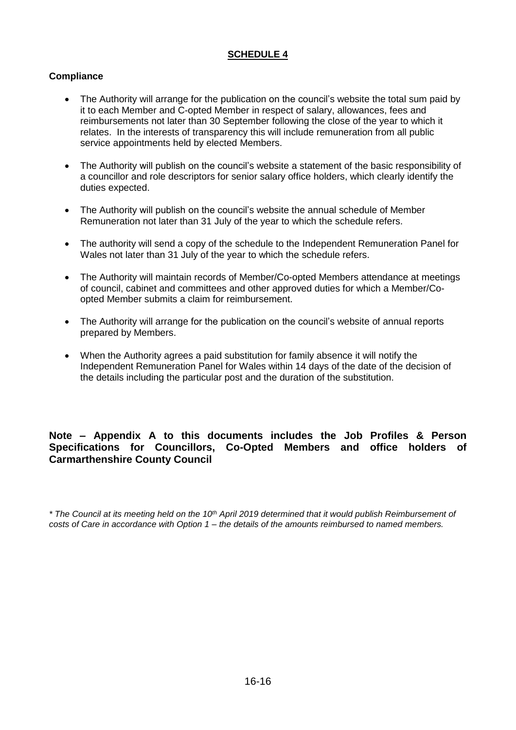# SCHEDULE 4

**Compliance**

- The Authority will arrange for the publication on the council's website the total sum paid by it to each Member and C-opted Member in respect of salary, allowances, fees and reimbursements not later than 30 September following the close of the year to which it relates. In the interests of transparency this will include remuneration from all public service appointments held by elected Members.
- The Authority will publish on the council's website a statement of the basic responsibility of a councillor and role descriptors for senior salary office holders, which clearly identify the duties expected.
- The Authority will publish on the council's website the annual schedule of Member Remuneration not later than 31 July of the year to which the schedule refers.
- The authority will send a copy of the schedule to the Independent Remuneration Panel for Wales not later than 31 July of the year to which the schedule refers.
- The Authority will maintain records of Member/Co-opted Members attendance at meetings of council, cabinet and committees and other approved duties for which a Member/Co-opted Member submits a claim for reimbursement.
- The Authority will arrange for the publication on the council's website of annual reports prepared by Members.
- When the Authority agrees a paid substitution for family absence it will notify the Independent Remuneration Panel for Wales within 14 days of the date of the decision of the details including the particular post and the duration of the substitution.

**Note – Appendix A to this documents includes the Job Profiles & Person Specifications for Councillors, Co-Opted Members and office holders of Carmarthenshire County Council**

*\* The Council at its meeting held on the 10th April 2019 determined that it would publish Reimbursement of costs of Care in accordance with Option 1 – the details of the amounts reimbursed to named members.*